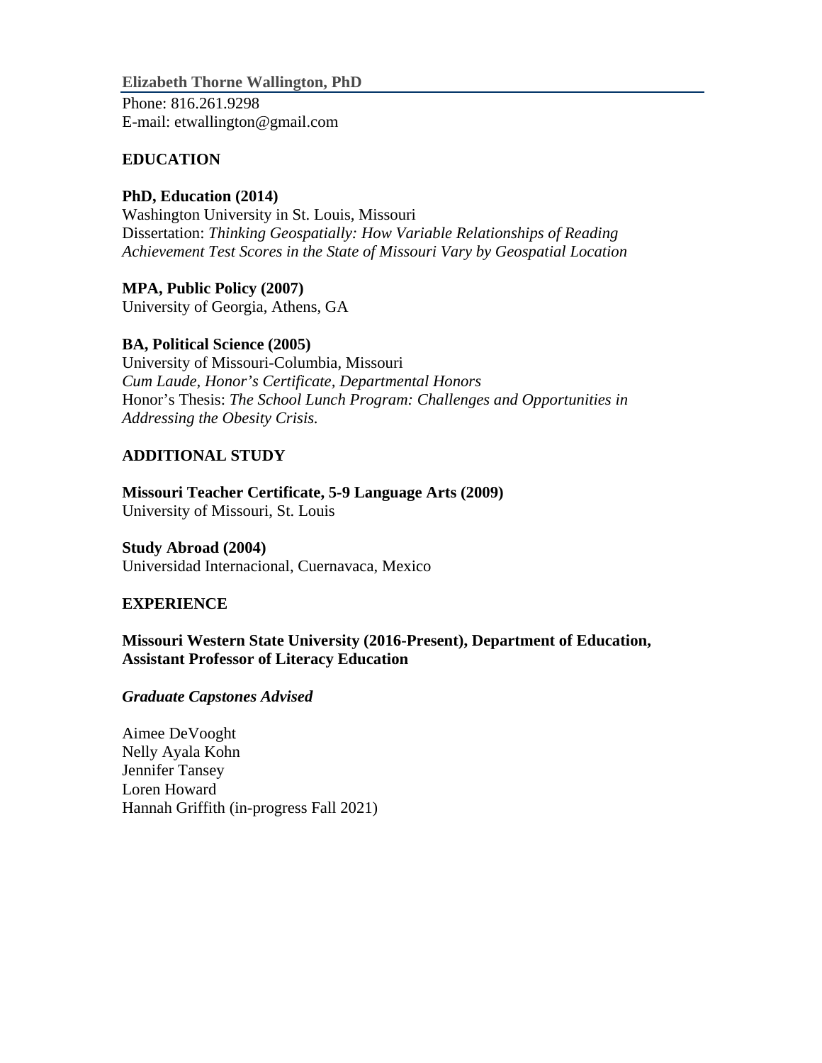# Elizabeth Thorne Wallington, PhD

Phone: 816.261.9298
E-mail: etwallington@gmail.com

## EDUCATION

**PhD, Education (2014)**
Washington University in St. Louis, Missouri
Dissertation: *Thinking Geospatially: How Variable Relationships of Reading Achievement Test Scores in the State of Missouri Vary by Geospatial Location*

**MPA, Public Policy (2007)**
University of Georgia, Athens, GA

**BA, Political Science (2005)**
University of Missouri-Columbia, Missouri
*Cum Laude, Honor's Certificate, Departmental Honors*
Honor's Thesis: *The School Lunch Program: Challenges and Opportunities in Addressing the Obesity Crisis.*

## ADDITIONAL STUDY

**Missouri Teacher Certificate, 5-9 Language Arts (2009)**
University of Missouri, St. Louis

**Study Abroad (2004)**
Universidad Internacional, Cuernavaca, Mexico

## EXPERIENCE

**Missouri Western State University (2016-Present), Department of Education, Assistant Professor of Literacy Education**

***Graduate Capstones Advised***

Aimee DeVooght
Nelly Ayala Kohn
Jennifer Tansey
Loren Howard
Hannah Griffith (in-progress Fall 2021)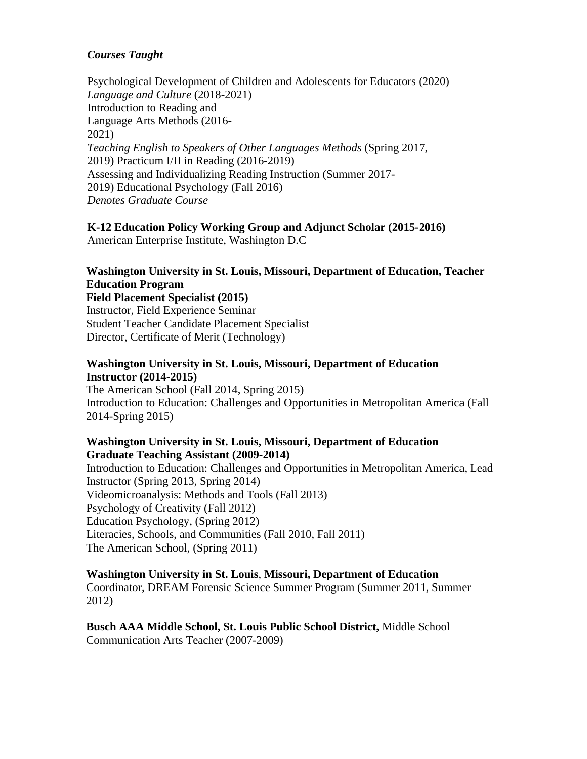***Courses Taught***

Psychological Development of Children and Adolescents for Educators (2020)
*Language and Culture* (2018-2021)
Introduction to Reading and Language Arts Methods (2016-2021)
*Teaching English to Speakers of Other Languages Methods* (Spring 2017, 2019) Practicum I/II in Reading (2016-2019)
Assessing and Individualizing Reading Instruction (Summer 2017-2019) Educational Psychology (Fall 2016)
*Denotes Graduate Course*

**K-12 Education Policy Working Group and Adjunct Scholar (2015-2016)**
American Enterprise Institute, Washington D.C

**Washington University in St. Louis, Missouri, Department of Education, Teacher Education Program**
**Field Placement Specialist (2015)**
Instructor, Field Experience Seminar
Student Teacher Candidate Placement Specialist
Director, Certificate of Merit (Technology)

**Washington University in St. Louis, Missouri, Department of Education**
**Instructor (2014-2015)**
The American School (Fall 2014, Spring 2015)
Introduction to Education: Challenges and Opportunities in Metropolitan America (Fall 2014-Spring 2015)

**Washington University in St. Louis, Missouri, Department of Education**
**Graduate Teaching Assistant (2009-2014)**
Introduction to Education: Challenges and Opportunities in Metropolitan America, Lead Instructor (Spring 2013, Spring 2014)
Videomicroanalysis: Methods and Tools (Fall 2013)
Psychology of Creativity (Fall 2012)
Education Psychology, (Spring 2012)
Literacies, Schools, and Communities (Fall 2010, Fall 2011)
The American School, (Spring 2011)

**Washington University in St. Louis**, **Missouri, Department of Education**
Coordinator, DREAM Forensic Science Summer Program (Summer 2011, Summer 2012)

**Busch AAA Middle School, St. Louis Public School District,** Middle School Communication Arts Teacher (2007-2009)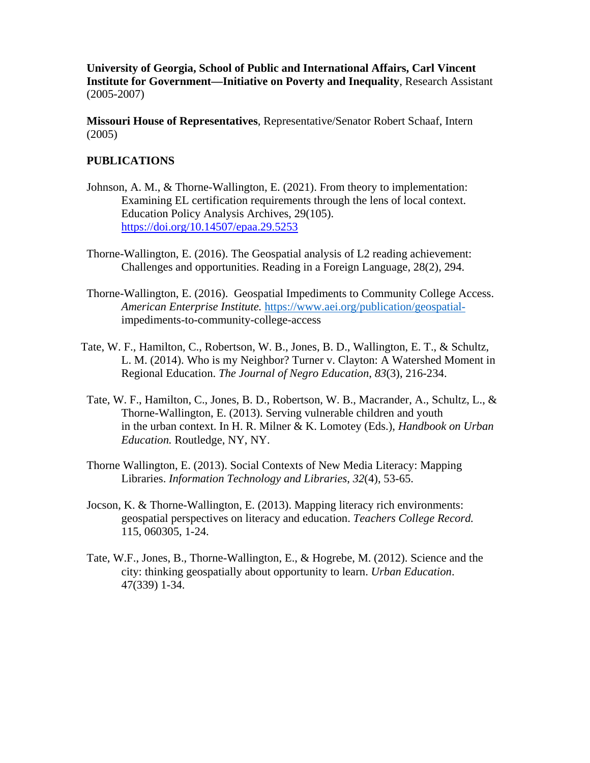**University of Georgia, School of Public and International Affairs, Carl Vincent Institute for Government—Initiative on Poverty and Inequality**, Research Assistant (2005-2007)

**Missouri House of Representatives**, Representative/Senator Robert Schaaf, Intern (2005)

## PUBLICATIONS

Johnson, A. M., & Thorne-Wallington, E. (2021). From theory to implementation: Examining EL certification requirements through the lens of local context. Education Policy Analysis Archives, 29(105). https://doi.org/10.14507/epaa.29.5253

Thorne-Wallington, E. (2016). The Geospatial analysis of L2 reading achievement: Challenges and opportunities. Reading in a Foreign Language, 28(2), 294.

Thorne-Wallington, E. (2016). Geospatial Impediments to Community College Access. *American Enterprise Institute.* https://www.aei.org/publication/geospatial-impediments-to-community-college-access

Tate, W. F., Hamilton, C., Robertson, W. B., Jones, B. D., Wallington, E. T., & Schultz, L. M. (2014). Who is my Neighbor? Turner v. Clayton: A Watershed Moment in Regional Education. *The Journal of Negro Education*, *83*(3), 216-234.

Tate, W. F., Hamilton, C., Jones, B. D., Robertson, W. B., Macrander, A., Schultz, L., & Thorne-Wallington, E. (2013). Serving vulnerable children and youth in the urban context. In H. R. Milner & K. Lomotey (Eds.), *Handbook on Urban Education.* Routledge, NY, NY.

Thorne Wallington, E. (2013). Social Contexts of New Media Literacy: Mapping Libraries. *Information Technology and Libraries*, *32*(4), 53-65.

Jocson, K. & Thorne-Wallington, E. (2013). Mapping literacy rich environments: geospatial perspectives on literacy and education. *Teachers College Record.* 115, 060305, 1-24.

Tate, W.F., Jones, B., Thorne-Wallington, E., & Hogrebe, M. (2012). Science and the city: thinking geospatially about opportunity to learn. *Urban Education*. 47(339) 1-34.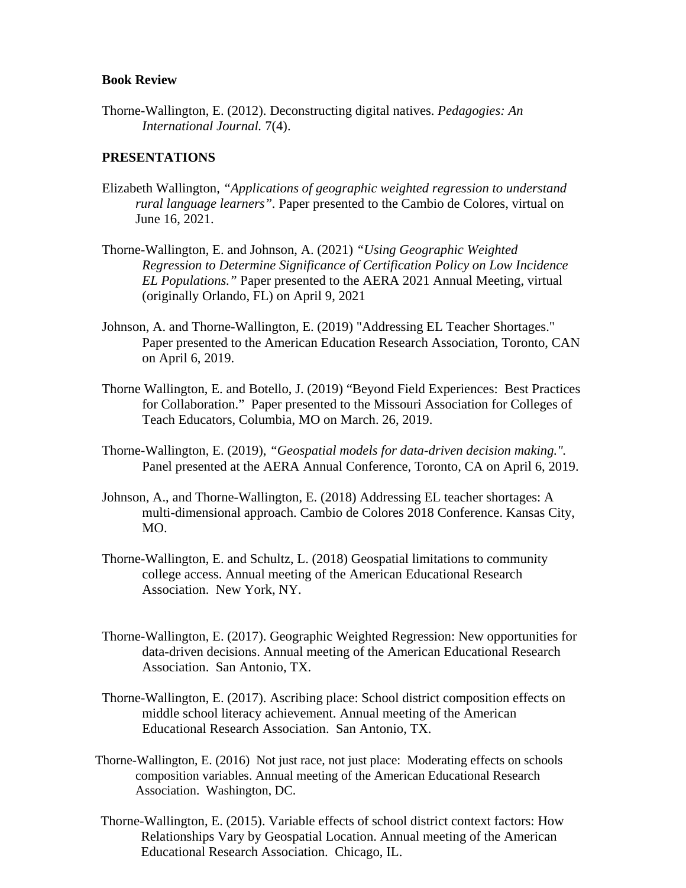**Book Review**

Thorne-Wallington, E. (2012). Deconstructing digital natives. *Pedagogies: An International Journal.* 7(4).

**PRESENTATIONS**

Elizabeth Wallington, *"Applications of geographic weighted regression to understand rural language learners"*. Paper presented to the Cambio de Colores, virtual on June 16, 2021.

Thorne-Wallington, E. and Johnson, A. (2021) *"Using Geographic Weighted Regression to Determine Significance of Certification Policy on Low Incidence EL Populations."* Paper presented to the AERA 2021 Annual Meeting, virtual (originally Orlando, FL) on April 9, 2021

Johnson, A. and Thorne-Wallington, E. (2019) "Addressing EL Teacher Shortages." Paper presented to the American Education Research Association, Toronto, CAN on April 6, 2019.

Thorne Wallington, E. and Botello, J. (2019) "Beyond Field Experiences: Best Practices for Collaboration." Paper presented to the Missouri Association for Colleges of Teach Educators, Columbia, MO on March. 26, 2019.

Thorne-Wallington, E. (2019), *"Geospatial models for data-driven decision making."*. Panel presented at the AERA Annual Conference, Toronto, CA on April 6, 2019.

Johnson, A., and Thorne-Wallington, E. (2018) Addressing EL teacher shortages: A multi-dimensional approach. Cambio de Colores 2018 Conference. Kansas City, MO.

Thorne-Wallington, E. and Schultz, L. (2018) Geospatial limitations to community college access. Annual meeting of the American Educational Research Association. New York, NY.

Thorne-Wallington, E. (2017). Geographic Weighted Regression: New opportunities for data-driven decisions. Annual meeting of the American Educational Research Association. San Antonio, TX.

Thorne-Wallington, E. (2017). Ascribing place: School district composition effects on middle school literacy achievement. Annual meeting of the American Educational Research Association. San Antonio, TX.

Thorne-Wallington, E. (2016) Not just race, not just place: Moderating effects on schools composition variables. Annual meeting of the American Educational Research Association. Washington, DC.

Thorne-Wallington, E. (2015). Variable effects of school district context factors: How Relationships Vary by Geospatial Location. Annual meeting of the American Educational Research Association. Chicago, IL.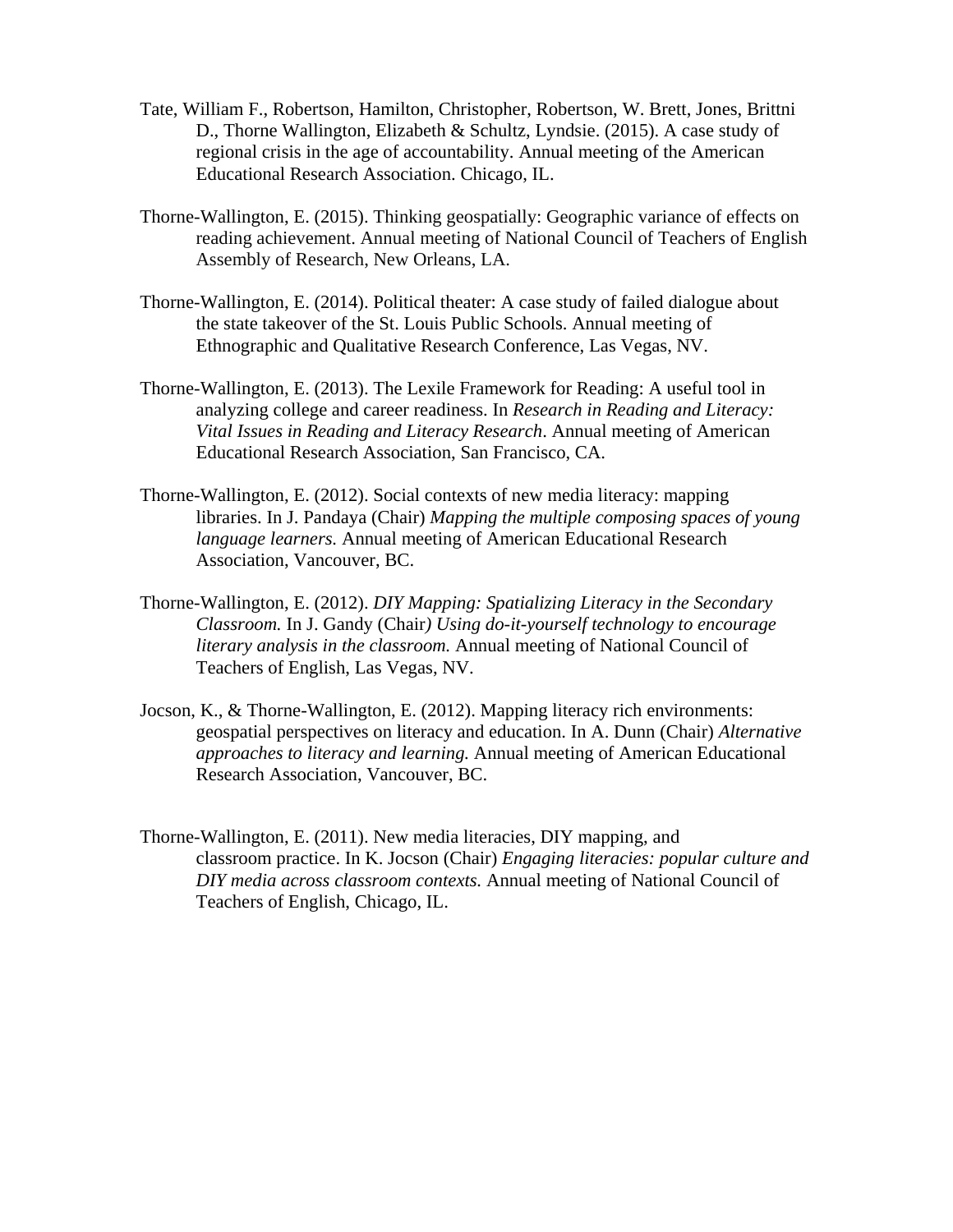Tate, William F., Robertson, Hamilton, Christopher, Robertson, W. Brett, Jones, Brittni D., Thorne Wallington, Elizabeth & Schultz, Lyndsie. (2015). A case study of regional crisis in the age of accountability. Annual meeting of the American Educational Research Association. Chicago, IL.

Thorne-Wallington, E. (2015). Thinking geospatially: Geographic variance of effects on reading achievement. Annual meeting of National Council of Teachers of English Assembly of Research, New Orleans, LA.

Thorne-Wallington, E. (2014). Political theater: A case study of failed dialogue about the state takeover of the St. Louis Public Schools. Annual meeting of Ethnographic and Qualitative Research Conference, Las Vegas, NV.

Thorne-Wallington, E. (2013). The Lexile Framework for Reading: A useful tool in analyzing college and career readiness. In *Research in Reading and Literacy: Vital Issues in Reading and Literacy Research*. Annual meeting of American Educational Research Association, San Francisco, CA.

Thorne-Wallington, E. (2012). Social contexts of new media literacy: mapping libraries. In J. Pandaya (Chair) *Mapping the multiple composing spaces of young language learners.* Annual meeting of American Educational Research Association, Vancouver, BC.

Thorne-Wallington, E. (2012). *DIY Mapping: Spatializing Literacy in the Secondary Classroom.* In J. Gandy (Chair*) Using do-it-yourself technology to encourage literary analysis in the classroom.* Annual meeting of National Council of Teachers of English, Las Vegas, NV.

Jocson, K., & Thorne-Wallington, E. (2012). Mapping literacy rich environments: geospatial perspectives on literacy and education. In A. Dunn (Chair) *Alternative approaches to literacy and learning.* Annual meeting of American Educational Research Association, Vancouver, BC.

Thorne-Wallington, E. (2011). New media literacies, DIY mapping, and classroom practice. In K. Jocson (Chair) *Engaging literacies: popular culture and DIY media across classroom contexts.* Annual meeting of National Council of Teachers of English, Chicago, IL.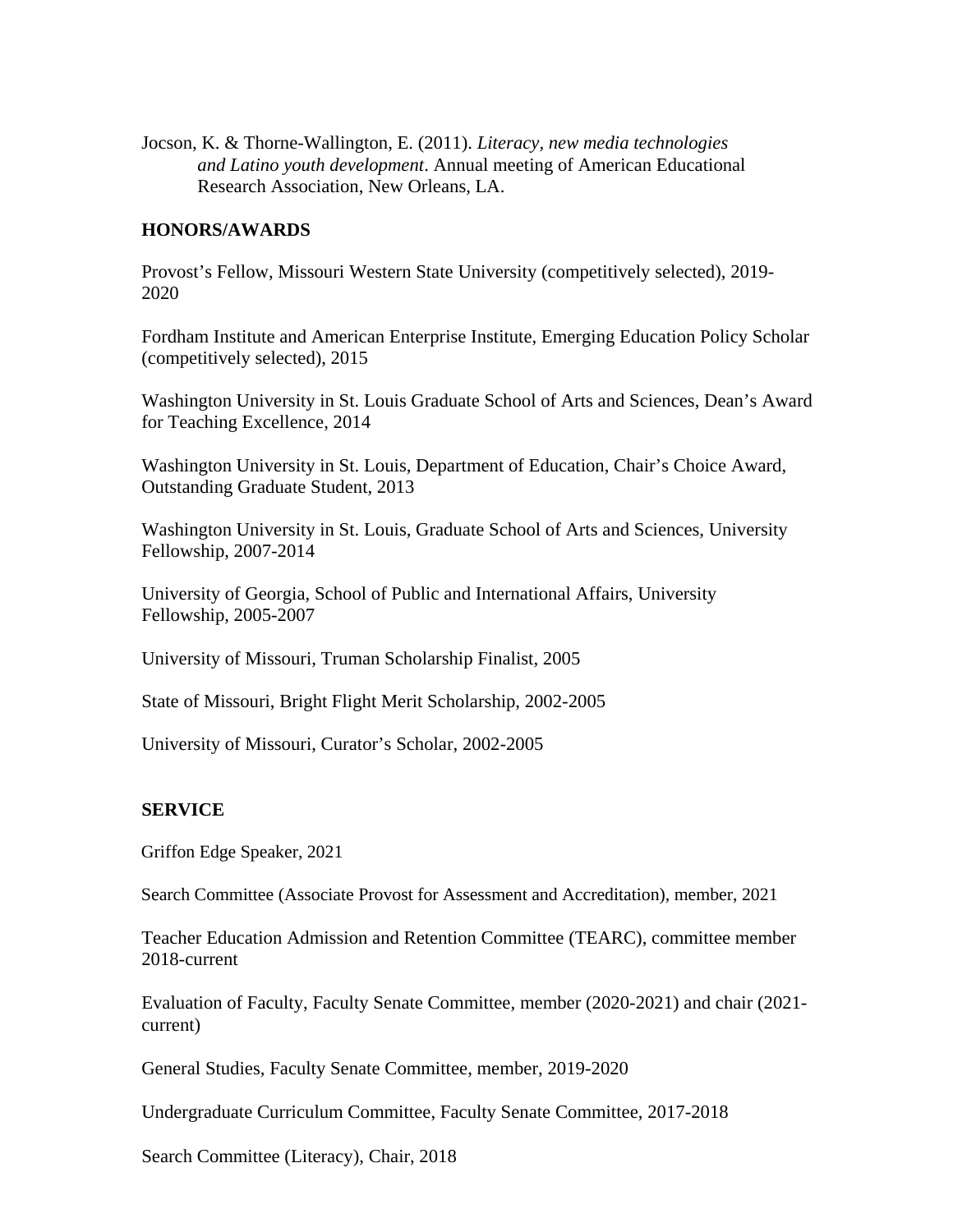Jocson, K. & Thorne-Wallington, E. (2011). *Literacy, new media technologies and Latino youth development*. Annual meeting of American Educational Research Association, New Orleans, LA.

**HONORS/AWARDS**

Provost's Fellow, Missouri Western State University (competitively selected), 2019-2020

Fordham Institute and American Enterprise Institute, Emerging Education Policy Scholar (competitively selected), 2015

Washington University in St. Louis Graduate School of Arts and Sciences, Dean's Award for Teaching Excellence, 2014

Washington University in St. Louis, Department of Education, Chair's Choice Award, Outstanding Graduate Student, 2013

Washington University in St. Louis, Graduate School of Arts and Sciences, University Fellowship, 2007-2014

University of Georgia, School of Public and International Affairs, University Fellowship, 2005-2007

University of Missouri, Truman Scholarship Finalist, 2005

State of Missouri, Bright Flight Merit Scholarship, 2002-2005

University of Missouri, Curator's Scholar, 2002-2005

**SERVICE**

Griffon Edge Speaker, 2021

Search Committee (Associate Provost for Assessment and Accreditation), member, 2021

Teacher Education Admission and Retention Committee (TEARC), committee member 2018-current

Evaluation of Faculty, Faculty Senate Committee, member (2020-2021) and chair (2021-current)

General Studies, Faculty Senate Committee, member, 2019-2020

Undergraduate Curriculum Committee, Faculty Senate Committee, 2017-2018

Search Committee (Literacy), Chair, 2018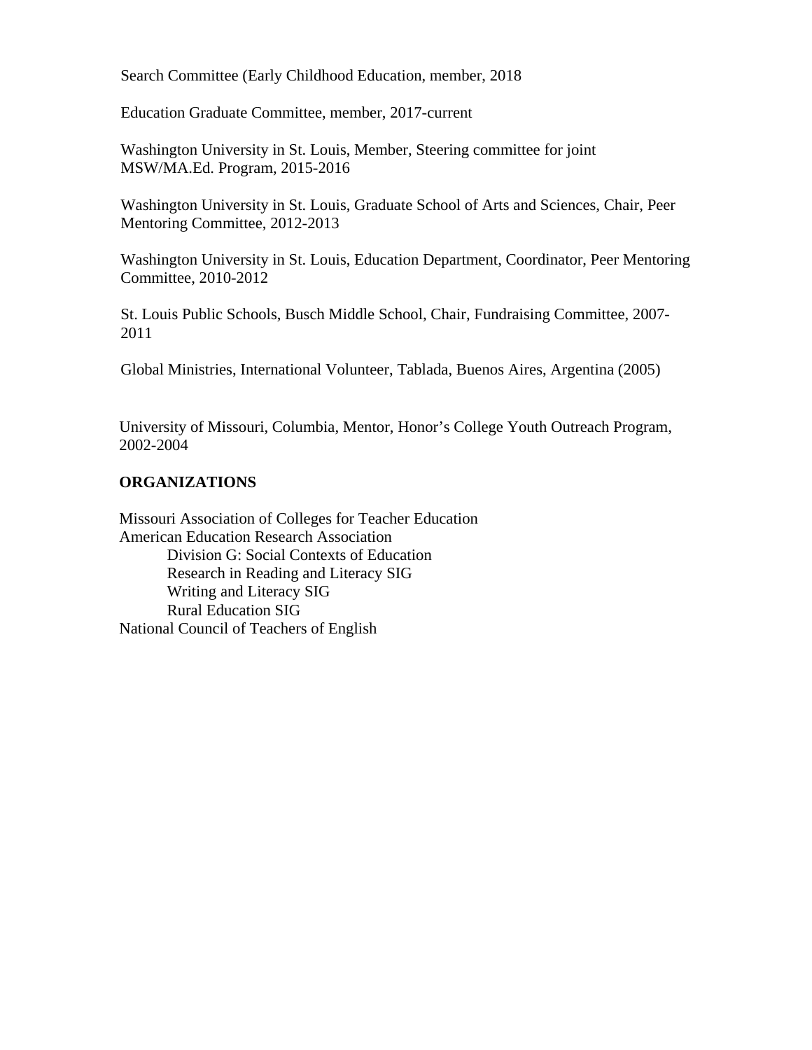Search Committee (Early Childhood Education, member, 2018

Education Graduate Committee, member, 2017-current

Washington University in St. Louis, Member, Steering committee for joint MSW/MA.Ed. Program, 2015-2016

Washington University in St. Louis, Graduate School of Arts and Sciences, Chair, Peer Mentoring Committee, 2012-2013

Washington University in St. Louis, Education Department, Coordinator, Peer Mentoring Committee, 2010-2012

St. Louis Public Schools, Busch Middle School, Chair, Fundraising Committee, 2007-2011

Global Ministries, International Volunteer, Tablada, Buenos Aires, Argentina (2005)

University of Missouri, Columbia, Mentor, Honor's College Youth Outreach Program, 2002-2004

**ORGANIZATIONS**

Missouri Association of Colleges for Teacher Education
American Education Research Association
- Division G: Social Contexts of Education
- Research in Reading and Literacy SIG
- Writing and Literacy SIG
- Rural Education SIG

National Council of Teachers of English